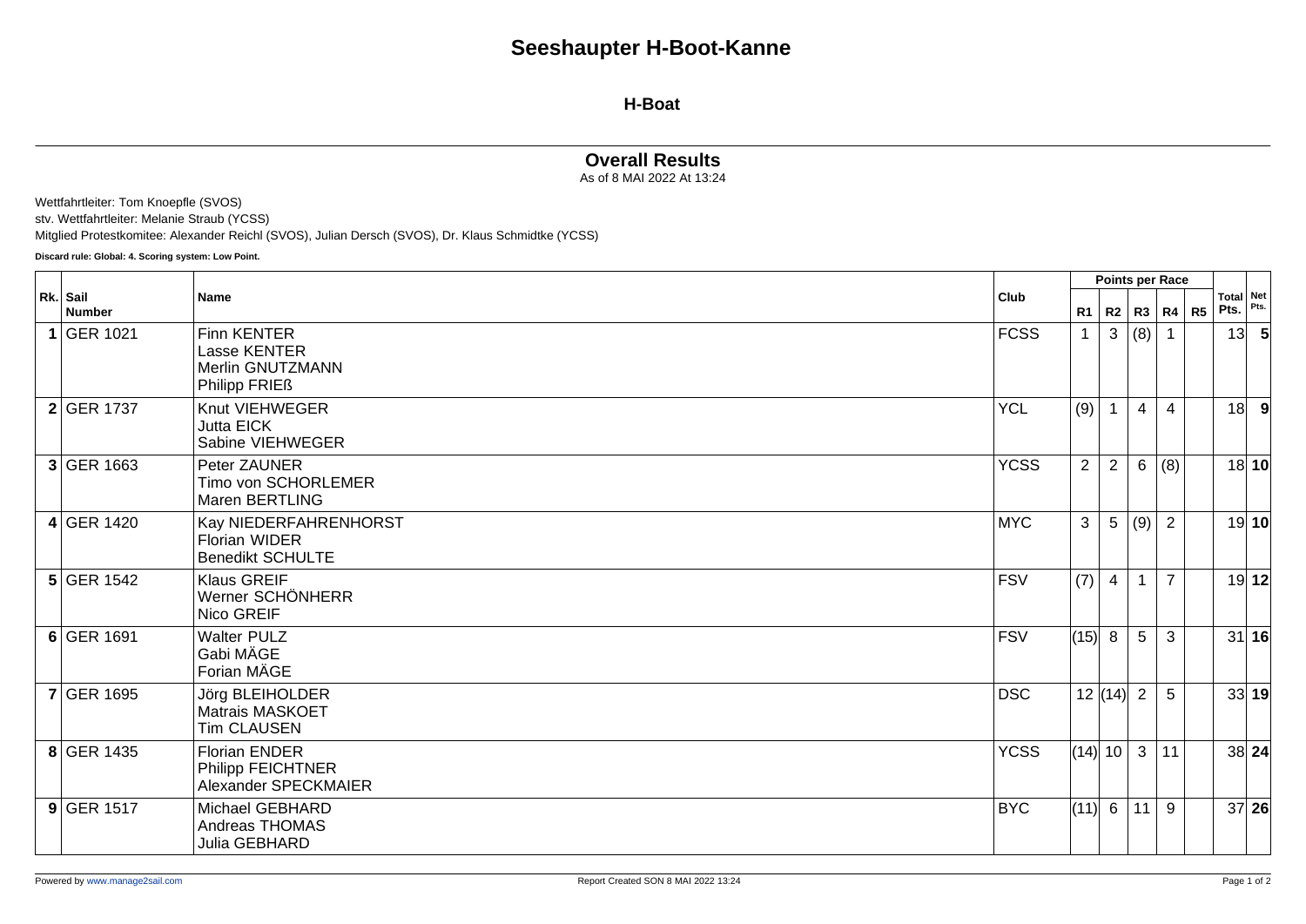# Seeshaupter H-Boot-Kanne

## H-Boat

### Overall Results

As of 8 MAI 2022 At 13:24

Wettfahrtleiter: Tom Knoepfle (SVOS)
stv. Wettfahrtleiter: Melanie Straub (YCSS)
Mitglied Protestkomitee: Alexander Reichl (SVOS), Julian Dersch (SVOS), Dr. Klaus Schmidtke (YCSS)

**Discard rule: Global: 4. Scoring system: Low Point.**

| Rk. | Sail Number | Name | Club | Points per Race | | | | | Total Pts. | Net Pts. |
|---|---|---|---|---|---|---|---|---|---|---|
| | | | | R1 | R2 | R3 | R4 | R5 | | |
| **1** | GER 1021 | Finn KENTER<br>Lasse KENTER<br>Merlin GNUTZMANN<br>Philipp FRIEß | FCSS | 1 | 3 | (8) | 1 | | 13 | **5** |
| **2** | GER 1737 | Knut VIEHWEGER<br>Jutta EICK<br>Sabine VIEHWEGER | YCL | (9) | 1 | 4 | 4 | | 18 | **9** |
| **3** | GER 1663 | Peter ZAUNER<br>Timo von SCHORLEMER<br>Maren BERTLING | YCSS | 2 | 2 | 6 | (8) | | 18 | **10** |
| **4** | GER 1420 | Kay NIEDERFAHRENHORST<br>Florian WIDER<br>Benedikt SCHULTE | MYC | 3 | 5 | (9) | 2 | | 19 | **10** |
| **5** | GER 1542 | Klaus GREIF<br>Werner SCHÖNHERR<br>Nico GREIF | FSV | (7) | 4 | 1 | 7 | | 19 | **12** |
| **6** | GER 1691 | Walter PULZ<br>Gabi MÄGE<br>Forian MÄGE | FSV | (15) | 8 | 5 | 3 | | 31 | **16** |
| **7** | GER 1695 | Jörg BLEIHOLDER<br>Matrais MASKOET<br>Tim CLAUSEN | DSC | 12 | (14) | 2 | 5 | | 33 | **19** |
| **8** | GER 1435 | Florian ENDER<br>Philipp FEICHTNER<br>Alexander SPECKMAIER | YCSS | (14) | 10 | 3 | 11 | | 38 | **24** |
| **9** | GER 1517 | Michael GEBHARD<br>Andreas THOMAS<br>Julia GEBHARD | BYC | (11) | 6 | 11 | 9 | | 37 | **26** |

Powered by www.manage2sail.com

Report Created SON 8 MAI 2022 13:24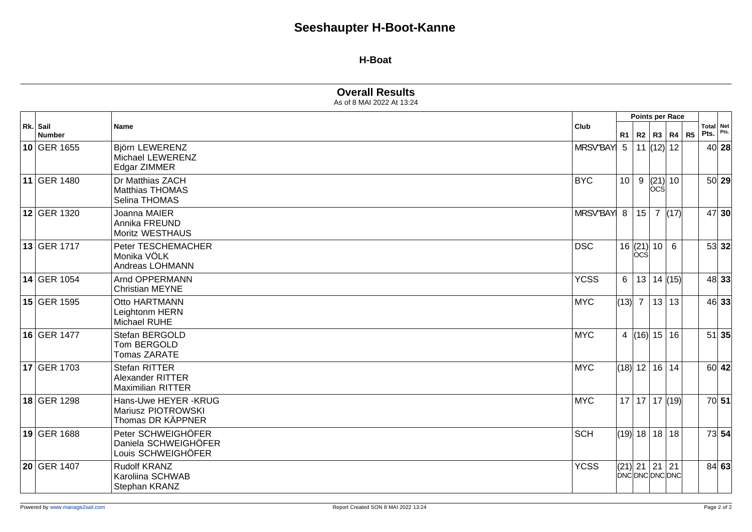# Seeshaupter H-Boot-Kanne

## H-Boat

### Overall Results

As of 8 MAI 2022 At 13:24

| Rk. | Sail Number | Name | Club | Points per Race | | | | | Total Pts. | Net Pts. |
|---|---|---|---|---|---|---|---|---|---|---|
| | | | | R1 | R2 | R3 | R4 | R5 | | |
| **10** | GER 1655 | Björn LEWERENZ<br>Michael LEWERENZ<br>Edgar ZIMMER | MRSV"BAY | 5 | 11 | (12) | 12 | | 40 | **28** |
| **11** | GER 1480 | Dr Matthias ZACH<br>Matthias THOMAS<br>Selina THOMAS | BYC | 10 | 9 | (21) OCS | 10 | | 50 | **29** |
| **12** | GER 1320 | Joanna MAIER<br>Annika FREUND<br>Moritz WESTHAUS | MRSV"BAY | 8 | 15 | 7 | (17) | | 47 | **30** |
| **13** | GER 1717 | Peter TESCHEMACHER<br>Monika VÖLK<br>Andreas LOHMANN | DSC | 16 | (21) OCS | 10 | 6 | | 53 | **32** |
| **14** | GER 1054 | Arnd OPPERMANN<br>Christian MEYNE | YCSS | 6 | 13 | 14 | (15) | | 48 | **33** |
| **15** | GER 1595 | Otto HARTMANN<br>Leightonm HERN<br>Michael RUHE | MYC | (13) | 7 | 13 | 13 | | 46 | **33** |
| **16** | GER 1477 | Stefan BERGOLD<br>Tom BERGOLD<br>Tomas ZARATE | MYC | 4 | (16) | 15 | 16 | | 51 | **35** |
| **17** | GER 1703 | Stefan RITTER<br>Alexander RITTER<br>Maximilian RITTER | MYC | (18) | 12 | 16 | 14 | | 60 | **42** |
| **18** | GER 1298 | Hans-Uwe HEYER -KRUG<br>Mariusz PIOTROWSKI<br>Thomas DR KÄPPNER | MYC | 17 | 17 | 17 | (19) | | 70 | **51** |
| **19** | GER 1688 | Peter SCHWEIGHÖFER<br>Daniela SCHWEIGHÖFER<br>Louis SCHWEIGHÖFER | SCH | (19) | 18 | 18 | 18 | | 73 | **54** |
| **20** | GER 1407 | Rudolf KRANZ<br>Karoliina SCHWAB<br>Stephan KRANZ | YCSS | (21) DNC | 21 DNC | 21 DNC | 21 DNC | | 84 | **63** |

Powered by www.manage2sail.com

Report Created SON 8 MAI 2022 13:24